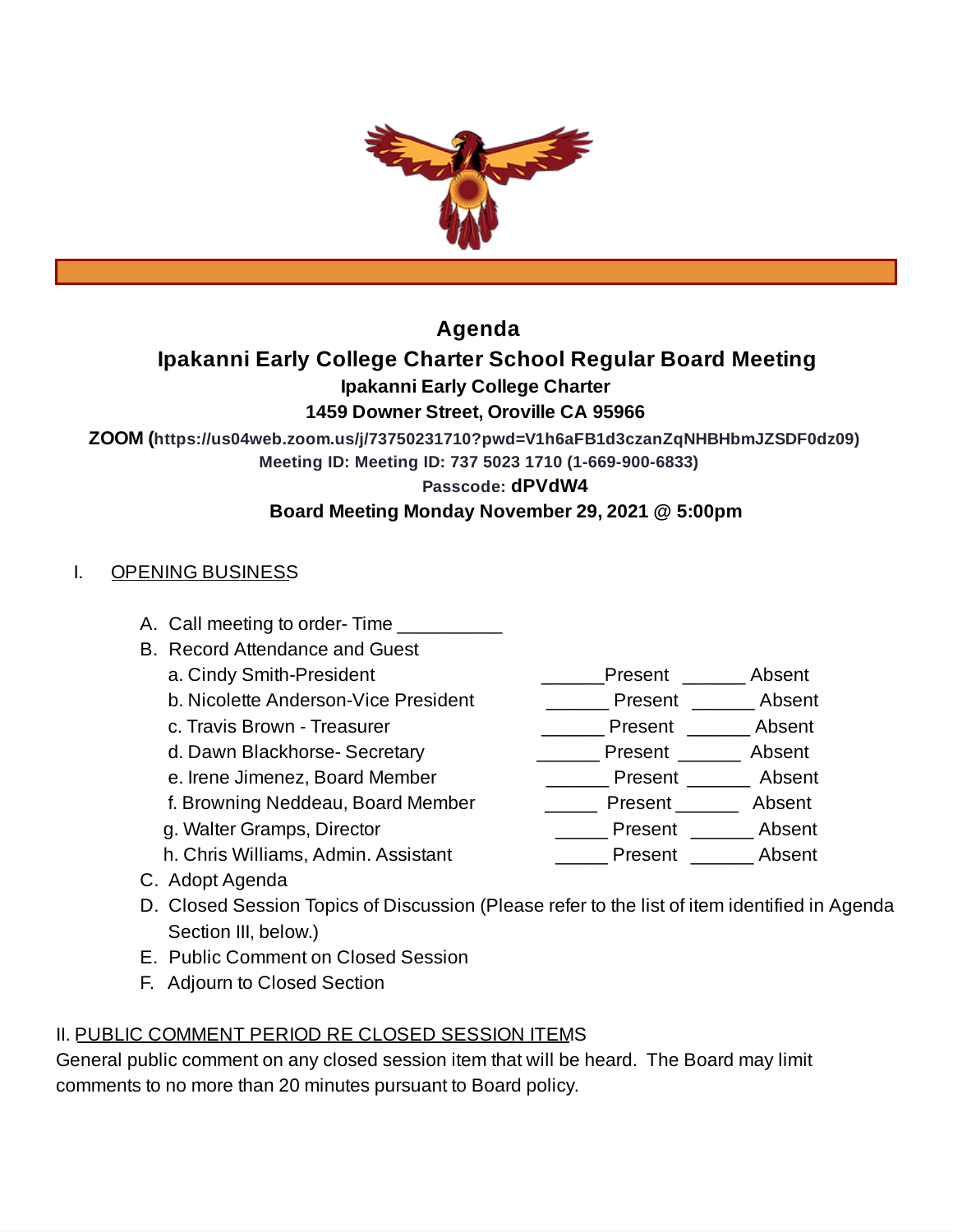# Agenda

## Ipakanni Early College Charter School Regular Board Meeting

**Ipakanni Early College Charter**

**1459 Downer Street, Oroville CA 95966**

**ZOOM (https://us04web.zoom.us/j/73750231710?pwd=V1h6aFB1d3czanZqNHBHbmJZSDF0dz09)**

**Meeting ID: Meeting ID: 737 5023 1710 (1-669-900-6833)**

**Passcode: dPVdW4**

**Board Meeting Monday November 29, 2021 @ 5:00pm**

I. OPENING BUSINESS

A. Call meeting to order- Time __________

B. Record Attendance and Guest

| | | |
|---|---|---|
| a. Cindy Smith-President | ______Present | ______ Absent |
| b. Nicolette Anderson-Vice President | ______ Present | ______ Absent |
| c. Travis Brown - Treasurer | ______ Present | ______ Absent |
| d. Dawn Blackhorse- Secretary | ______ Present | ______ Absent |
| e. Irene Jimenez, Board Member | ______ Present | ______ Absent |
| f. Browning Neddeau, Board Member | _____ Present | ______ Absent |
| g. Walter Gramps, Director | _____ Present | ______ Absent |
| h. Chris Williams, Admin. Assistant | _____ Present | ______ Absent |

C. Adopt Agenda

D. Closed Session Topics of Discussion (Please refer to the list of item identified in Agenda Section III, below.)

E. Public Comment on Closed Session

F. Adjourn to Closed Section

II. PUBLIC COMMENT PERIOD RE CLOSED SESSION ITEMS

General public comment on any closed session item that will be heard. The Board may limit comments to no more than 20 minutes pursuant to Board policy.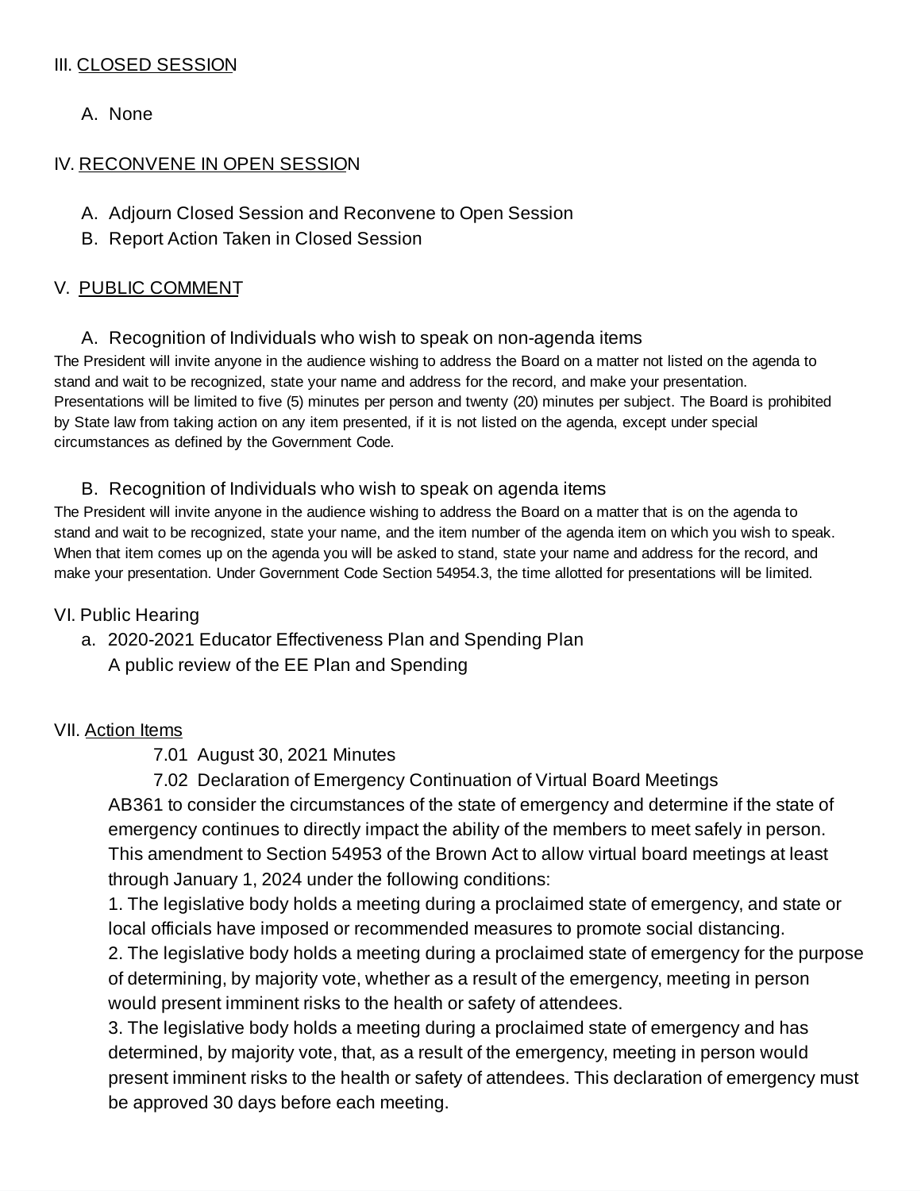## III. CLOSED SESSION

A. None

## IV. RECONVENE IN OPEN SESSION

A. Adjourn Closed Session and Reconvene to Open Session
B. Report Action Taken in Closed Session

## V. PUBLIC COMMENT

A. Recognition of Individuals who wish to speak on non-agenda items

The President will invite anyone in the audience wishing to address the Board on a matter not listed on the agenda to stand and wait to be recognized, state your name and address for the record, and make your presentation. Presentations will be limited to five (5) minutes per person and twenty (20) minutes per subject. The Board is prohibited by State law from taking action on any item presented, if it is not listed on the agenda, except under special circumstances as defined by the Government Code.

B. Recognition of Individuals who wish to speak on agenda items

The President will invite anyone in the audience wishing to address the Board on a matter that is on the agenda to stand and wait to be recognized, state your name, and the item number of the agenda item on which you wish to speak. When that item comes up on the agenda you will be asked to stand, state your name and address for the record, and make your presentation. Under Government Code Section 54954.3, the time allotted for presentations will be limited.

## VI. Public Hearing

a. 2020-2021 Educator Effectiveness Plan and Spending Plan
   A public review of the EE Plan and Spending

## VII. Action Items

7.01 August 30, 2021 Minutes

7.02 Declaration of Emergency Continuation of Virtual Board Meetings

AB361 to consider the circumstances of the state of emergency and determine if the state of emergency continues to directly impact the ability of the members to meet safely in person. This amendment to Section 54953 of the Brown Act to allow virtual board meetings at least through January 1, 2024 under the following conditions:

1. The legislative body holds a meeting during a proclaimed state of emergency, and state or local officials have imposed or recommended measures to promote social distancing.
2. The legislative body holds a meeting during a proclaimed state of emergency for the purpose of determining, by majority vote, whether as a result of the emergency, meeting in person would present imminent risks to the health or safety of attendees.
3. The legislative body holds a meeting during a proclaimed state of emergency and has determined, by majority vote, that, as a result of the emergency, meeting in person would present imminent risks to the health or safety of attendees. This declaration of emergency must be approved 30 days before each meeting.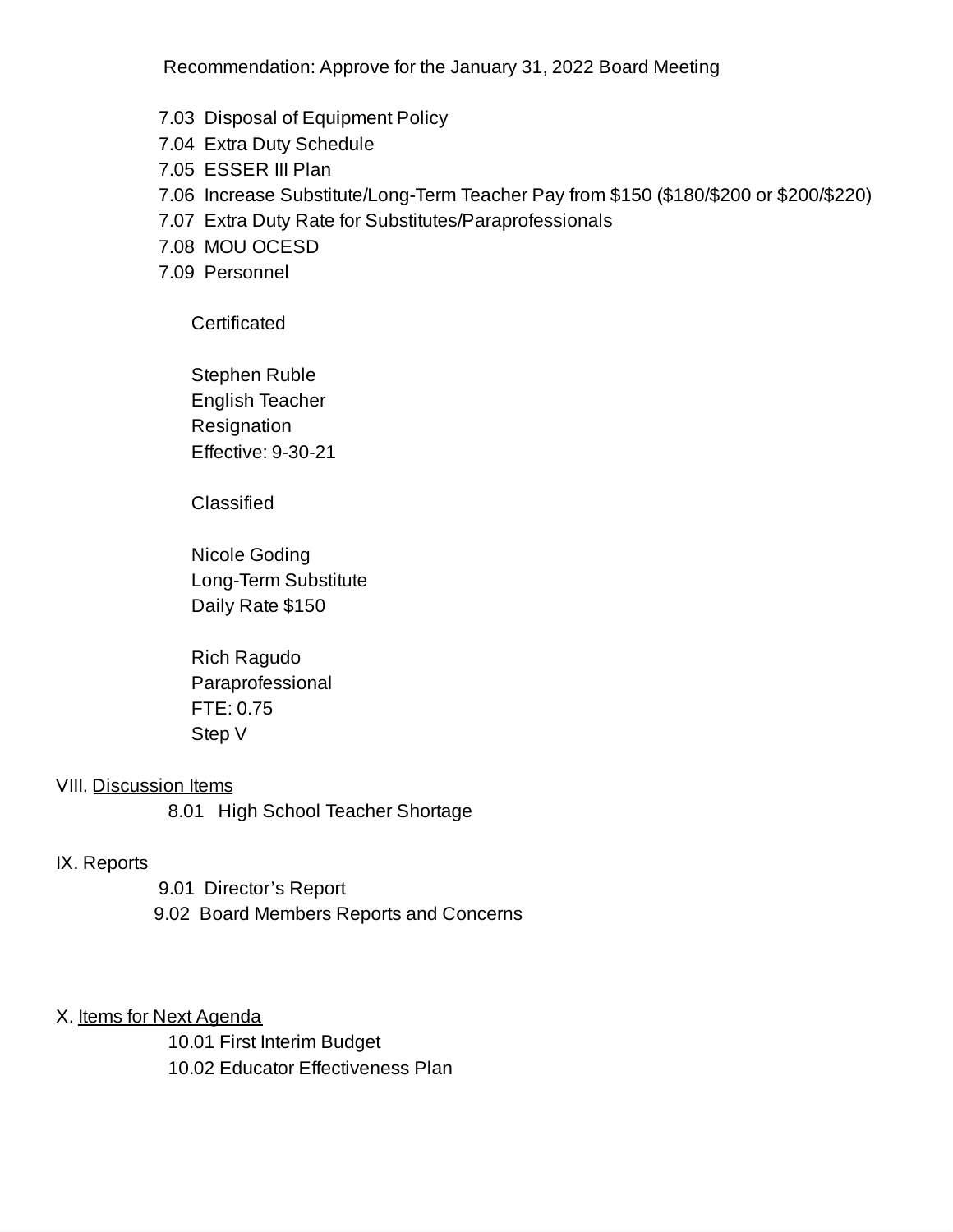Recommendation: Approve for the January 31, 2022 Board Meeting

7.03 Disposal of Equipment Policy
7.04 Extra Duty Schedule
7.05 ESSER III Plan
7.06 Increase Substitute/Long-Term Teacher Pay from $150 ($180/$200 or $200/$220)
7.07 Extra Duty Rate for Substitutes/Paraprofessionals
7.08 MOU OCESD
7.09 Personnel

Certificated

Stephen Ruble
English Teacher
Resignation
Effective: 9-30-21

Classified

Nicole Goding
Long-Term Substitute
Daily Rate $150

Rich Ragudo
Paraprofessional
FTE: 0.75
Step V

VIII. Discussion Items

8.01 High School Teacher Shortage

IX. Reports

9.01 Director's Report
9.02 Board Members Reports and Concerns

X. Items for Next Agenda

10.01 First Interim Budget
10.02 Educator Effectiveness Plan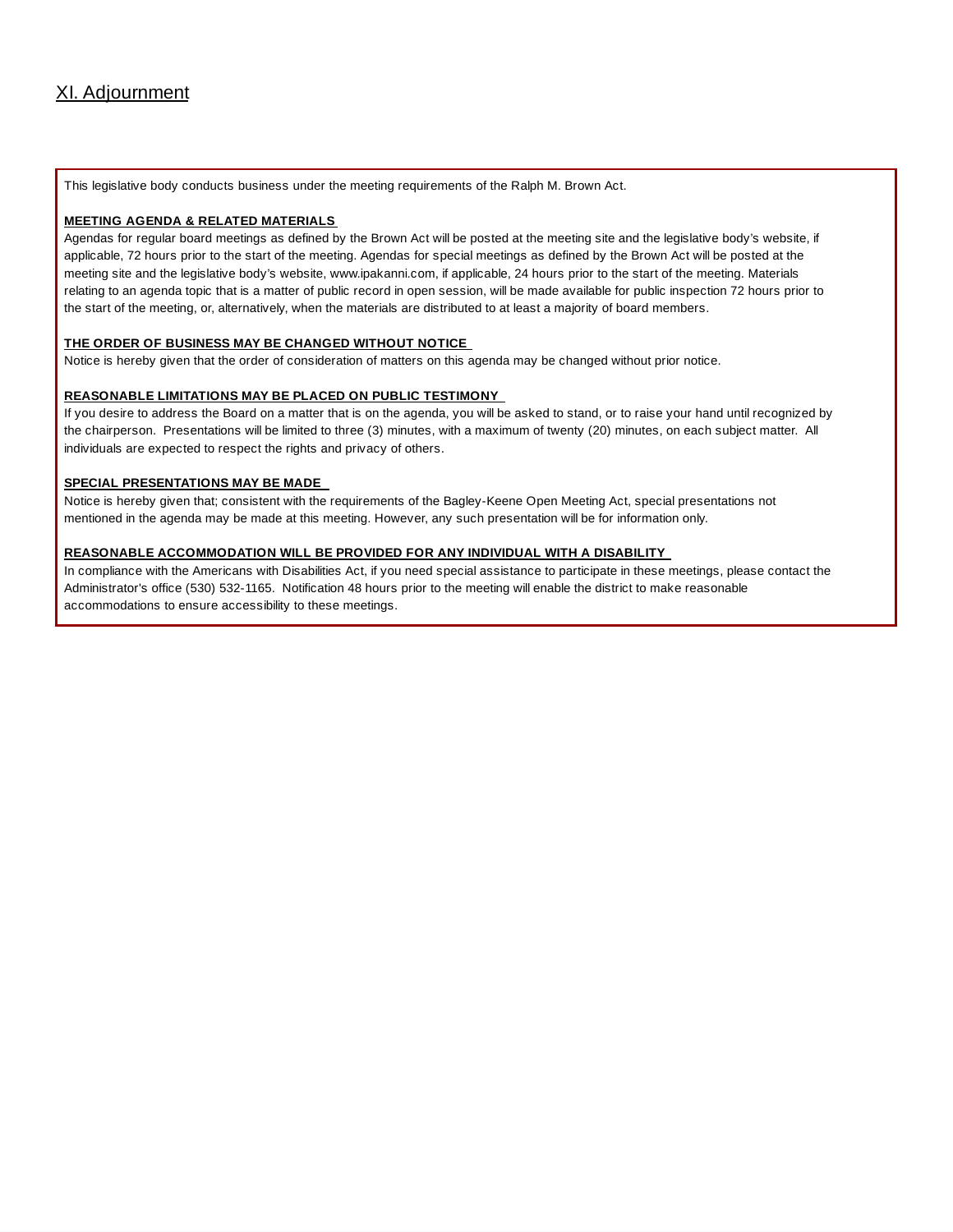## XI. Adjournment

This legislative body conducts business under the meeting requirements of the Ralph M. Brown Act.

**MEETING AGENDA & RELATED MATERIALS**

Agendas for regular board meetings as defined by the Brown Act will be posted at the meeting site and the legislative body's website, if applicable, 72 hours prior to the start of the meeting. Agendas for special meetings as defined by the Brown Act will be posted at the meeting site and the legislative body's website, www.ipakanni.com, if applicable, 24 hours prior to the start of the meeting. Materials relating to an agenda topic that is a matter of public record in open session, will be made available for public inspection 72 hours prior to the start of the meeting, or, alternatively, when the materials are distributed to at least a majority of board members.

**THE ORDER OF BUSINESS MAY BE CHANGED WITHOUT NOTICE**

Notice is hereby given that the order of consideration of matters on this agenda may be changed without prior notice.

**REASONABLE LIMITATIONS MAY BE PLACED ON PUBLIC TESTIMONY**

If you desire to address the Board on a matter that is on the agenda, you will be asked to stand, or to raise your hand until recognized by the chairperson. Presentations will be limited to three (3) minutes, with a maximum of twenty (20) minutes, on each subject matter. All individuals are expected to respect the rights and privacy of others.

**SPECIAL PRESENTATIONS MAY BE MADE**

Notice is hereby given that; consistent with the requirements of the Bagley-Keene Open Meeting Act, special presentations not mentioned in the agenda may be made at this meeting. However, any such presentation will be for information only.

**REASONABLE ACCOMMODATION WILL BE PROVIDED FOR ANY INDIVIDUAL WITH A DISABILITY**

In compliance with the Americans with Disabilities Act, if you need special assistance to participate in these meetings, please contact the Administrator's office (530) 532-1165. Notification 48 hours prior to the meeting will enable the district to make reasonable accommodations to ensure accessibility to these meetings.